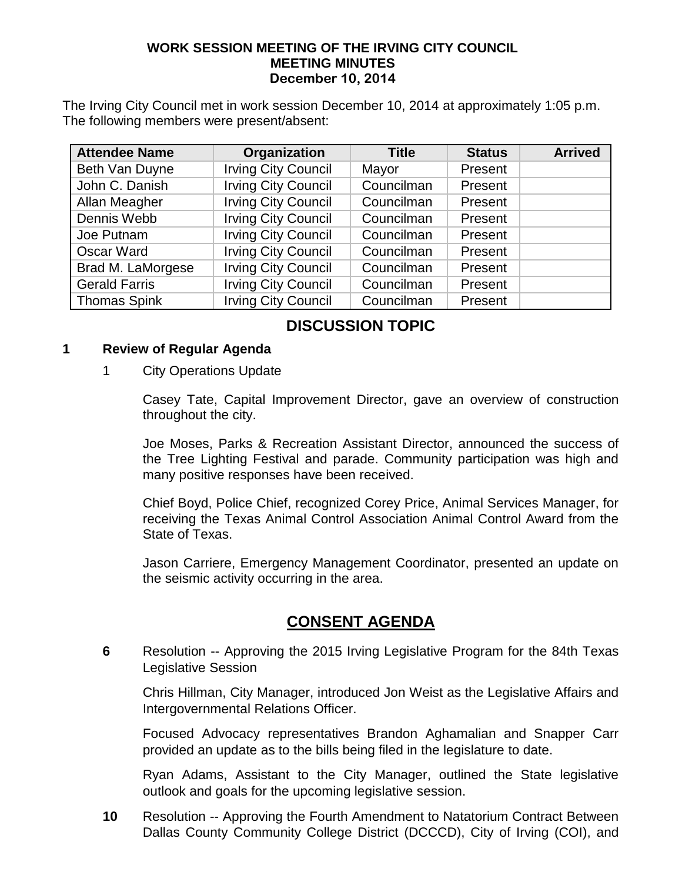# WORK SESSION MEETING OF THE IRVING CITY COUNCIL
## MEETING MINUTES
### December 10, 2014

The Irving City Council met in work session December 10, 2014 at approximately 1:05 p.m. The following members were present/absent:

| Attendee Name | Organization | Title | Status | Arrived |
|---|---|---|---|---|
| Beth Van Duyne | Irving City Council | Mayor | Present | |
| John C. Danish | Irving City Council | Councilman | Present | |
| Allan Meagher | Irving City Council | Councilman | Present | |
| Dennis Webb | Irving City Council | Councilman | Present | |
| Joe Putnam | Irving City Council | Councilman | Present | |
| Oscar Ward | Irving City Council | Councilman | Present | |
| Brad M. LaMorgese | Irving City Council | Councilman | Present | |
| Gerald Farris | Irving City Council | Councilman | Present | |
| Thomas Spink | Irving City Council | Councilman | Present | |

## DISCUSSION TOPIC

**1 Review of Regular Agenda**

1 City Operations Update

Casey Tate, Capital Improvement Director, gave an overview of construction throughout the city.

Joe Moses, Parks & Recreation Assistant Director, announced the success of the Tree Lighting Festival and parade. Community participation was high and many positive responses have been received.

Chief Boyd, Police Chief, recognized Corey Price, Animal Services Manager, for receiving the Texas Animal Control Association Animal Control Award from the State of Texas.

Jason Carriere, Emergency Management Coordinator, presented an update on the seismic activity occurring in the area.

## CONSENT AGENDA

**6** Resolution -- Approving the 2015 Irving Legislative Program for the 84th Texas Legislative Session

Chris Hillman, City Manager, introduced Jon Weist as the Legislative Affairs and Intergovernmental Relations Officer.

Focused Advocacy representatives Brandon Aghamalian and Snapper Carr provided an update as to the bills being filed in the legislature to date.

Ryan Adams, Assistant to the City Manager, outlined the State legislative outlook and goals for the upcoming legislative session.

**10** Resolution -- Approving the Fourth Amendment to Natatorium Contract Between Dallas County Community College District (DCCCD), City of Irving (COI), and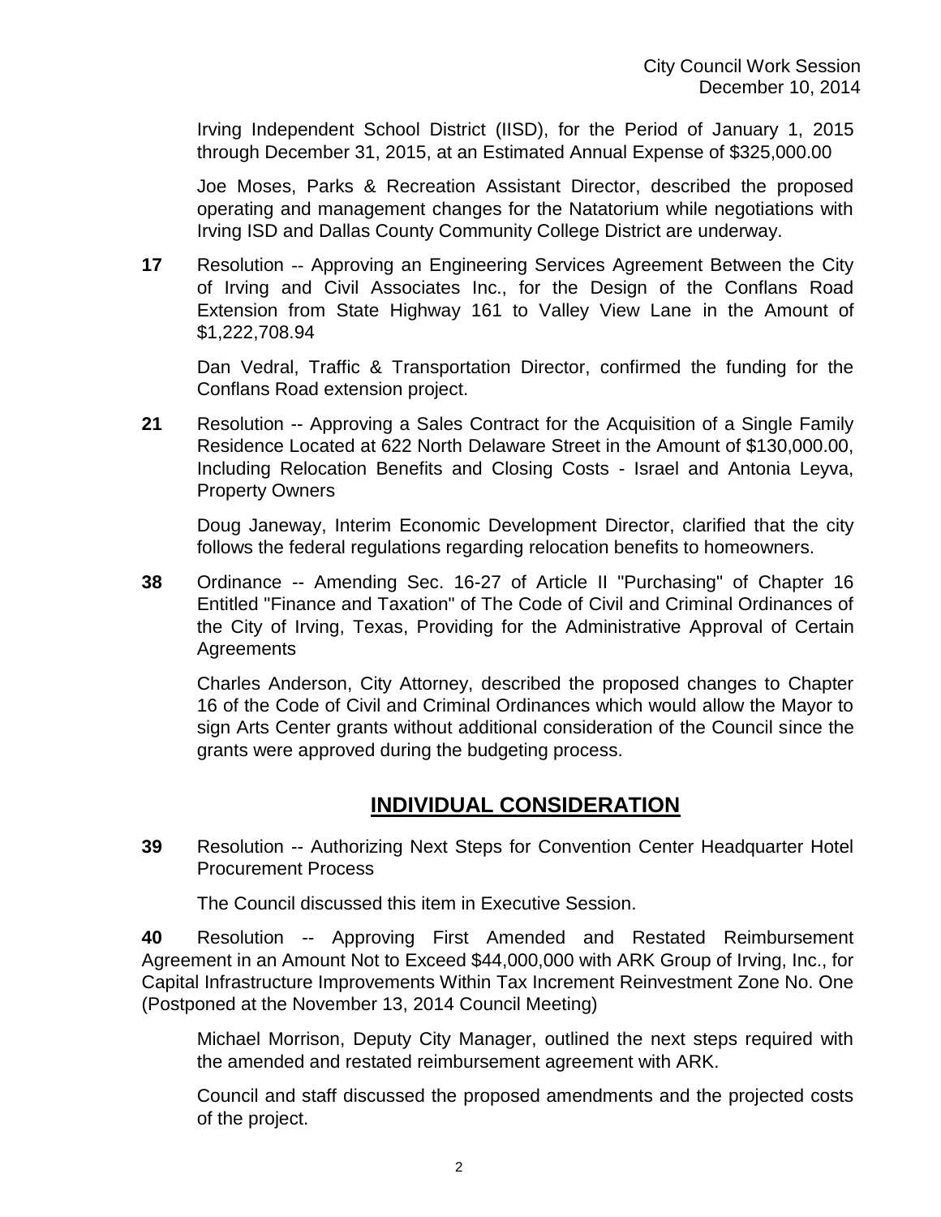Irving Independent School District (IISD), for the Period of January 1, 2015 through December 31, 2015, at an Estimated Annual Expense of $325,000.00

Joe Moses, Parks & Recreation Assistant Director, described the proposed operating and management changes for the Natatorium while negotiations with Irving ISD and Dallas County Community College District are underway.

**17** Resolution -- Approving an Engineering Services Agreement Between the City of Irving and Civil Associates Inc., for the Design of the Conflans Road Extension from State Highway 161 to Valley View Lane in the Amount of $1,222,708.94

Dan Vedral, Traffic & Transportation Director, confirmed the funding for the Conflans Road extension project.

**21** Resolution -- Approving a Sales Contract for the Acquisition of a Single Family Residence Located at 622 North Delaware Street in the Amount of $130,000.00, Including Relocation Benefits and Closing Costs - Israel and Antonia Leyva, Property Owners

Doug Janeway, Interim Economic Development Director, clarified that the city follows the federal regulations regarding relocation benefits to homeowners.

**38** Ordinance -- Amending Sec. 16-27 of Article II "Purchasing" of Chapter 16 Entitled "Finance and Taxation" of The Code of Civil and Criminal Ordinances of the City of Irving, Texas, Providing for the Administrative Approval of Certain Agreements

Charles Anderson, City Attorney, described the proposed changes to Chapter 16 of the Code of Civil and Criminal Ordinances which would allow the Mayor to sign Arts Center grants without additional consideration of the Council since the grants were approved during the budgeting process.

## INDIVIDUAL CONSIDERATION

**39** Resolution -- Authorizing Next Steps for Convention Center Headquarter Hotel Procurement Process

The Council discussed this item in Executive Session.

**40** Resolution -- Approving First Amended and Restated Reimbursement Agreement in an Amount Not to Exceed $44,000,000 with ARK Group of Irving, Inc., for Capital Infrastructure Improvements Within Tax Increment Reinvestment Zone No. One (Postponed at the November 13, 2014 Council Meeting)

Michael Morrison, Deputy City Manager, outlined the next steps required with the amended and restated reimbursement agreement with ARK.

Council and staff discussed the proposed amendments and the projected costs of the project.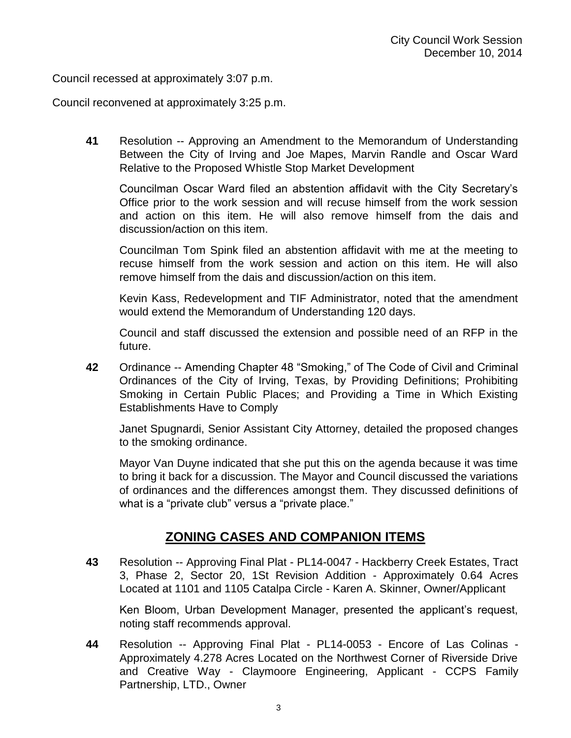Council recessed at approximately 3:07 p.m.

Council reconvened at approximately 3:25 p.m.

**41** Resolution -- Approving an Amendment to the Memorandum of Understanding Between the City of Irving and Joe Mapes, Marvin Randle and Oscar Ward Relative to the Proposed Whistle Stop Market Development

Councilman Oscar Ward filed an abstention affidavit with the City Secretary's Office prior to the work session and will recuse himself from the work session and action on this item. He will also remove himself from the dais and discussion/action on this item.

Councilman Tom Spink filed an abstention affidavit with me at the meeting to recuse himself from the work session and action on this item. He will also remove himself from the dais and discussion/action on this item.

Kevin Kass, Redevelopment and TIF Administrator, noted that the amendment would extend the Memorandum of Understanding 120 days.

Council and staff discussed the extension and possible need of an RFP in the future.

**42** Ordinance -- Amending Chapter 48 "Smoking," of The Code of Civil and Criminal Ordinances of the City of Irving, Texas, by Providing Definitions; Prohibiting Smoking in Certain Public Places; and Providing a Time in Which Existing Establishments Have to Comply

Janet Spugnardi, Senior Assistant City Attorney, detailed the proposed changes to the smoking ordinance.

Mayor Van Duyne indicated that she put this on the agenda because it was time to bring it back for a discussion. The Mayor and Council discussed the variations of ordinances and the differences amongst them. They discussed definitions of what is a "private club" versus a "private place."

## ZONING CASES AND COMPANION ITEMS

**43** Resolution -- Approving Final Plat - PL14-0047 - Hackberry Creek Estates, Tract 3, Phase 2, Sector 20, 1St Revision Addition - Approximately 0.64 Acres Located at 1101 and 1105 Catalpa Circle - Karen A. Skinner, Owner/Applicant

Ken Bloom, Urban Development Manager, presented the applicant's request, noting staff recommends approval.

**44** Resolution -- Approving Final Plat - PL14-0053 - Encore of Las Colinas - Approximately 4.278 Acres Located on the Northwest Corner of Riverside Drive and Creative Way - Claymoore Engineering, Applicant - CCPS Family Partnership, LTD., Owner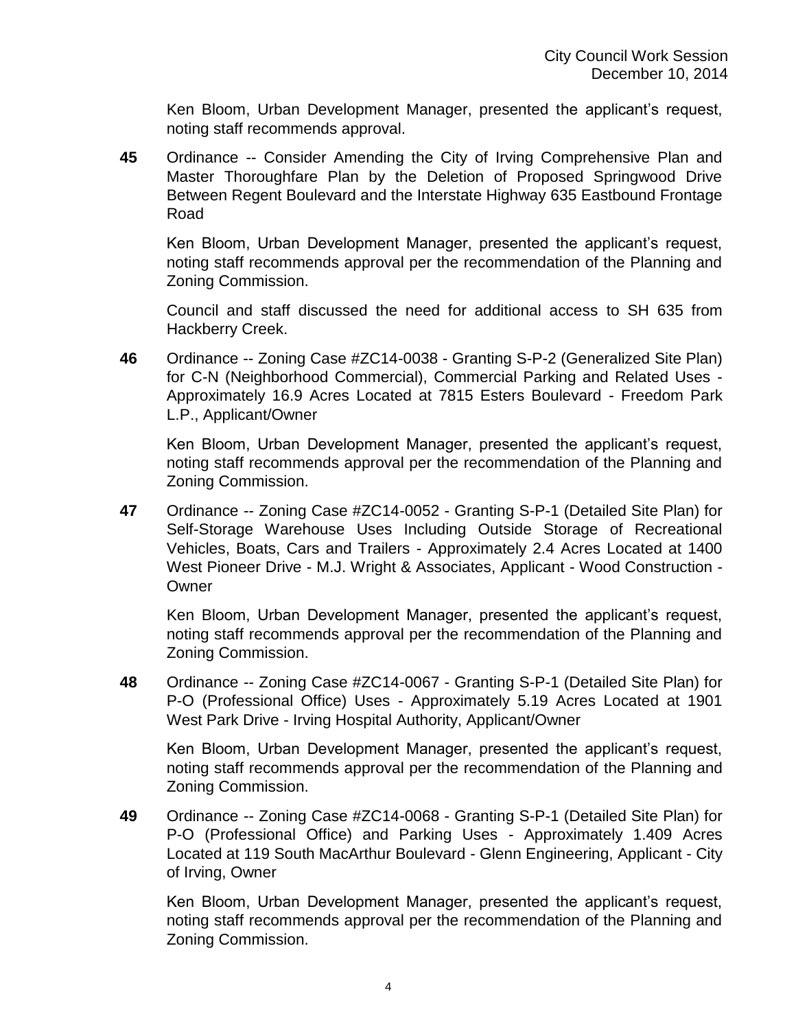Ken Bloom, Urban Development Manager, presented the applicant's request, noting staff recommends approval.

**45** Ordinance -- Consider Amending the City of Irving Comprehensive Plan and Master Thoroughfare Plan by the Deletion of Proposed Springwood Drive Between Regent Boulevard and the Interstate Highway 635 Eastbound Frontage Road

Ken Bloom, Urban Development Manager, presented the applicant's request, noting staff recommends approval per the recommendation of the Planning and Zoning Commission.

Council and staff discussed the need for additional access to SH 635 from Hackberry Creek.

**46** Ordinance -- Zoning Case #ZC14-0038 - Granting S-P-2 (Generalized Site Plan) for C-N (Neighborhood Commercial), Commercial Parking and Related Uses - Approximately 16.9 Acres Located at 7815 Esters Boulevard - Freedom Park L.P., Applicant/Owner

Ken Bloom, Urban Development Manager, presented the applicant's request, noting staff recommends approval per the recommendation of the Planning and Zoning Commission.

**47** Ordinance -- Zoning Case #ZC14-0052 - Granting S-P-1 (Detailed Site Plan) for Self-Storage Warehouse Uses Including Outside Storage of Recreational Vehicles, Boats, Cars and Trailers - Approximately 2.4 Acres Located at 1400 West Pioneer Drive - M.J. Wright & Associates, Applicant - Wood Construction - Owner

Ken Bloom, Urban Development Manager, presented the applicant's request, noting staff recommends approval per the recommendation of the Planning and Zoning Commission.

**48** Ordinance -- Zoning Case #ZC14-0067 - Granting S-P-1 (Detailed Site Plan) for P-O (Professional Office) Uses - Approximately 5.19 Acres Located at 1901 West Park Drive - Irving Hospital Authority, Applicant/Owner

Ken Bloom, Urban Development Manager, presented the applicant's request, noting staff recommends approval per the recommendation of the Planning and Zoning Commission.

**49** Ordinance -- Zoning Case #ZC14-0068 - Granting S-P-1 (Detailed Site Plan) for P-O (Professional Office) and Parking Uses - Approximately 1.409 Acres Located at 119 South MacArthur Boulevard - Glenn Engineering, Applicant - City of Irving, Owner

Ken Bloom, Urban Development Manager, presented the applicant's request, noting staff recommends approval per the recommendation of the Planning and Zoning Commission.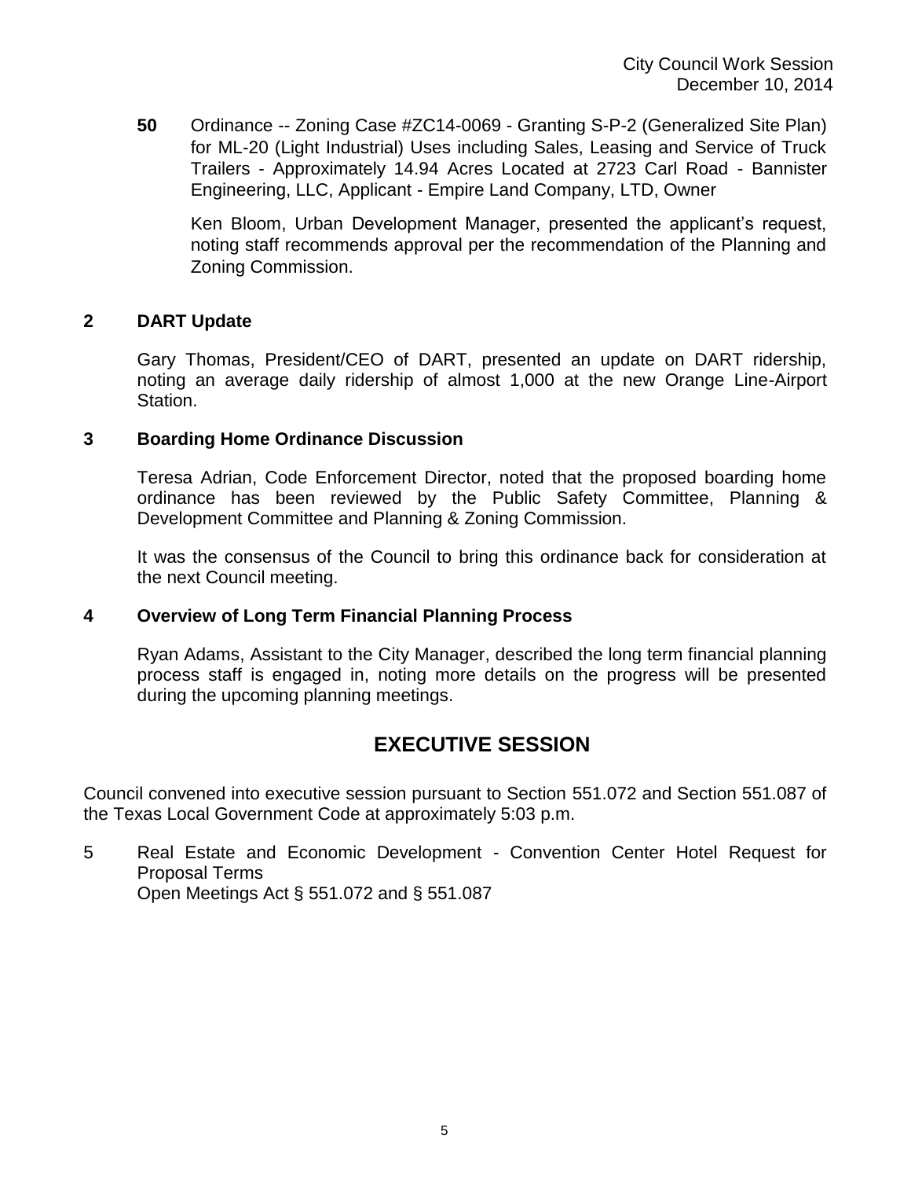**50** Ordinance -- Zoning Case #ZC14-0069 - Granting S-P-2 (Generalized Site Plan) for ML-20 (Light Industrial) Uses including Sales, Leasing and Service of Truck Trailers - Approximately 14.94 Acres Located at 2723 Carl Road - Bannister Engineering, LLC, Applicant - Empire Land Company, LTD, Owner

Ken Bloom, Urban Development Manager, presented the applicant's request, noting staff recommends approval per the recommendation of the Planning and Zoning Commission.

**2 DART Update**

Gary Thomas, President/CEO of DART, presented an update on DART ridership, noting an average daily ridership of almost 1,000 at the new Orange Line-Airport Station.

**3 Boarding Home Ordinance Discussion**

Teresa Adrian, Code Enforcement Director, noted that the proposed boarding home ordinance has been reviewed by the Public Safety Committee, Planning & Development Committee and Planning & Zoning Commission.

It was the consensus of the Council to bring this ordinance back for consideration at the next Council meeting.

**4 Overview of Long Term Financial Planning Process**

Ryan Adams, Assistant to the City Manager, described the long term financial planning process staff is engaged in, noting more details on the progress will be presented during the upcoming planning meetings.

## EXECUTIVE SESSION

Council convened into executive session pursuant to Section 551.072 and Section 551.087 of the Texas Local Government Code at approximately 5:03 p.m.

5 Real Estate and Economic Development - Convention Center Hotel Request for Proposal Terms
Open Meetings Act § 551.072 and § 551.087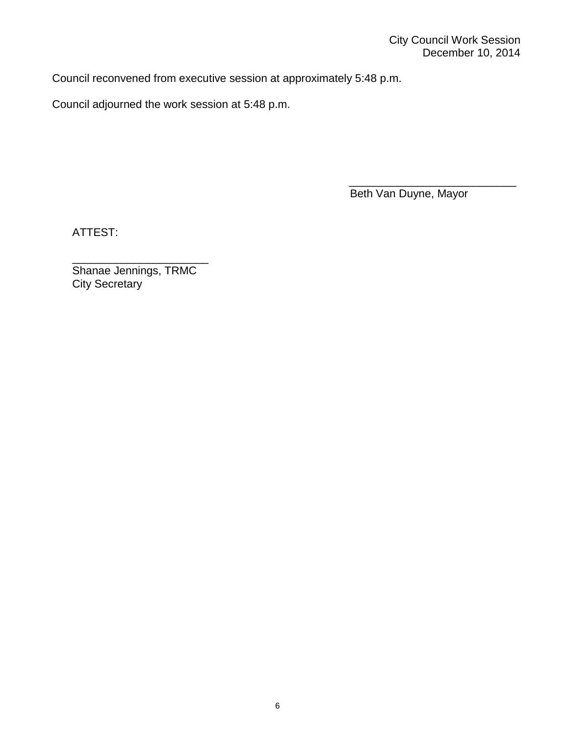Council reconvened from executive session at approximately 5:48 p.m.

Council adjourned the work session at 5:48 p.m.

\_\_\_\_\_\_\_\_\_\_\_\_\_\_\_\_\_\_\_\_\_\_\_\_\_\_\_\_
Beth Van Duyne, Mayor

ATTEST:

\_\_\_\_\_\_\_\_\_\_\_\_\_\_\_\_\_\_\_\_\_\_
Shanae Jennings, TRMC
City Secretary